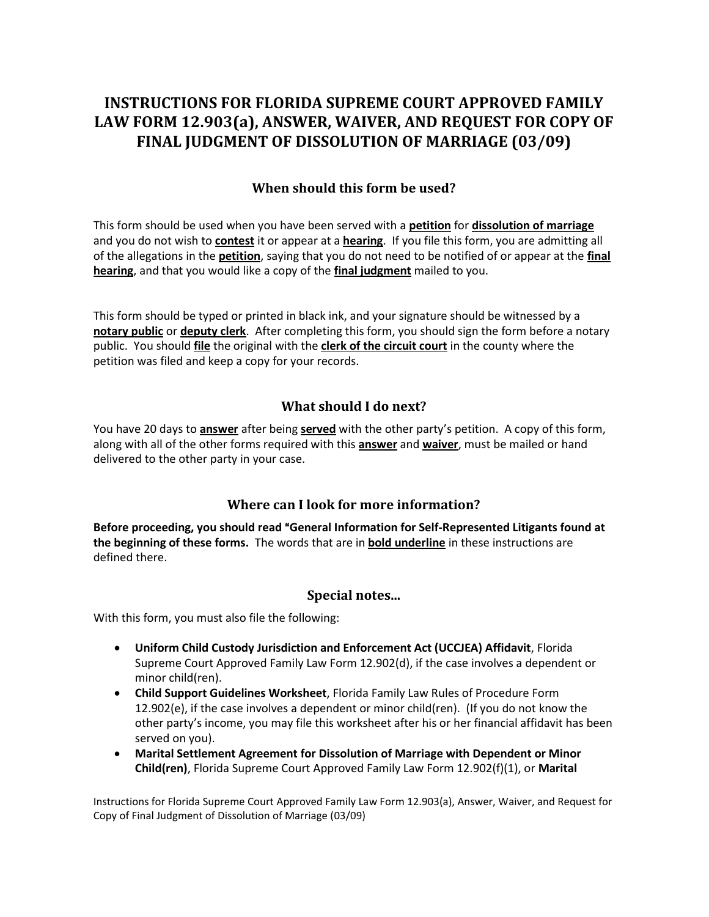# INSTRUCTIONS FOR FLORIDA SUPREME COURT APPROVED FAMILY LAW FORM 12.903(a), ANSWER, WAIVER, AND REQUEST FOR COPY OF FINAL JUDGMENT OF DISSOLUTION OF MARRIAGE (03/09)

## When should this form be used?

This form should be used when you have been served with a **petition** for **dissolution of marriage** and you do not wish to **contest** it or appear at a **hearing**. If you file this form, you are admitting all of the allegations in the **petition**, saying that you do not need to be notified of or appear at the **final hearing**, and that you would like a copy of the **final judgment** mailed to you.

This form should be typed or printed in black ink, and your signature should be witnessed by a **notary public** or **deputy clerk**. After completing this form, you should sign the form before a notary public. You should **file** the original with the **clerk of the circuit court** in the county where the petition was filed and keep a copy for your records.

## What should I do next?

You have 20 days to **answer** after being **served** with the other party's petition. A copy of this form, along with all of the other forms required with this **answer** and **waiver**, must be mailed or hand delivered to the other party in your case.

## Where can I look for more information?

**Before proceeding, you should read "General Information for Self-Represented Litigants found at the beginning of these forms.** The words that are in **bold underline** in these instructions are defined there.

## Special notes...

With this form, you must also file the following:

- **Uniform Child Custody Jurisdiction and Enforcement Act (UCCJEA) Affidavit**, Florida Supreme Court Approved Family Law Form 12.902(d), if the case involves a dependent or minor child(ren).
- **Child Support Guidelines Worksheet**, Florida Family Law Rules of Procedure Form 12.902(e), if the case involves a dependent or minor child(ren). (If you do not know the other party's income, you may file this worksheet after his or her financial affidavit has been served on you).
- **Marital Settlement Agreement for Dissolution of Marriage with Dependent or Minor Child(ren)**, Florida Supreme Court Approved Family Law Form 12.902(f)(1), or **Marital**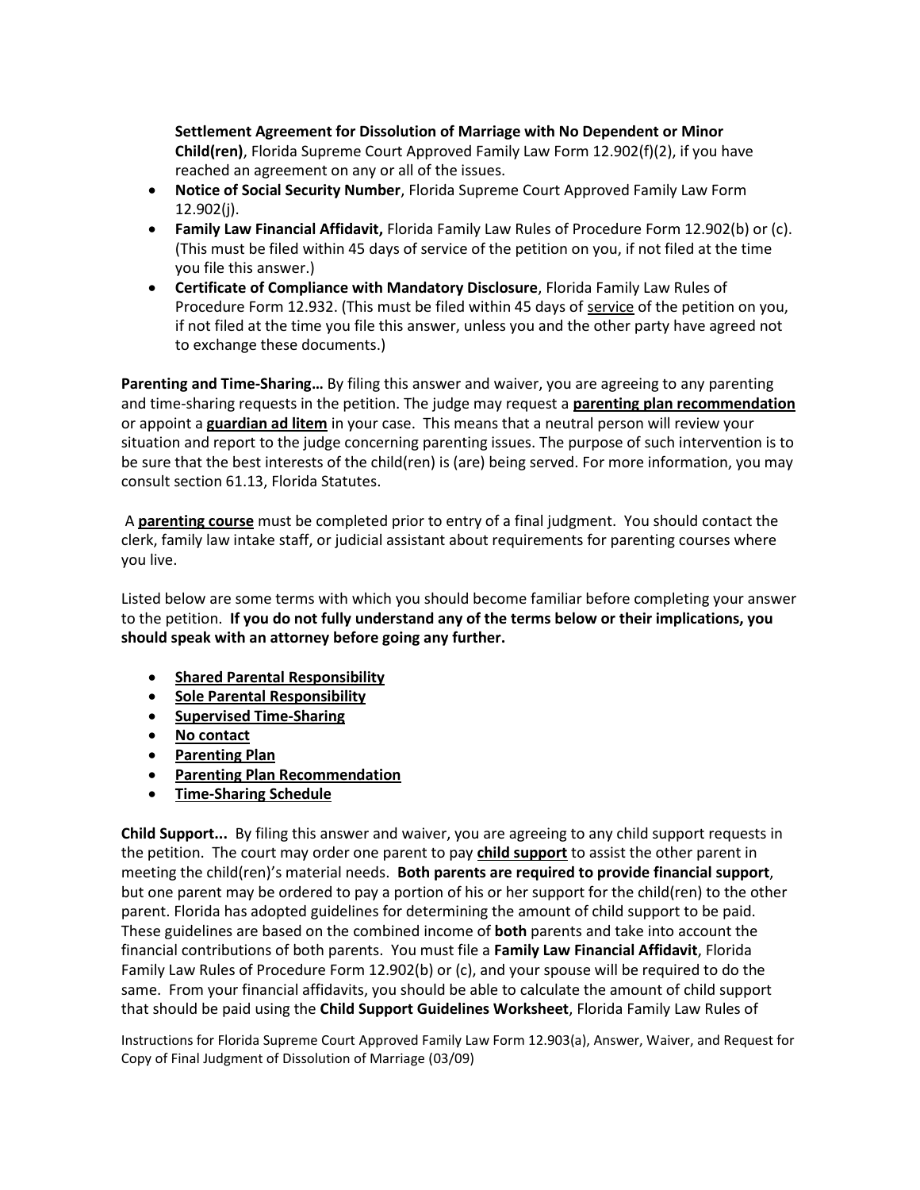**Settlement Agreement for Dissolution of Marriage with No Dependent or Minor Child(ren)**, Florida Supreme Court Approved Family Law Form 12.902(f)(2), if you have reached an agreement on any or all of the issues.

- **Notice of Social Security Number**, Florida Supreme Court Approved Family Law Form 12.902(j).
- **Family Law Financial Affidavit,** Florida Family Law Rules of Procedure Form 12.902(b) or (c). (This must be filed within 45 days of service of the petition on you, if not filed at the time you file this answer.)
- **Certificate of Compliance with Mandatory Disclosure**, Florida Family Law Rules of Procedure Form 12.932. (This must be filed within 45 days of service of the petition on you, if not filed at the time you file this answer, unless you and the other party have agreed not to exchange these documents.)

**Parenting and Time-Sharing…** By filing this answer and waiver, you are agreeing to any parenting and time-sharing requests in the petition. The judge may request a **parenting plan recommendation** or appoint a **guardian ad litem** in your case. This means that a neutral person will review your situation and report to the judge concerning parenting issues. The purpose of such intervention is to be sure that the best interests of the child(ren) is (are) being served. For more information, you may consult section 61.13, Florida Statutes.

A **parenting course** must be completed prior to entry of a final judgment. You should contact the clerk, family law intake staff, or judicial assistant about requirements for parenting courses where you live.

Listed below are some terms with which you should become familiar before completing your answer to the petition. **If you do not fully understand any of the terms below or their implications, you should speak with an attorney before going any further.**

- **Shared Parental Responsibility**
- **Sole Parental Responsibility**
- **Supervised Time-Sharing**
- **No contact**
- **Parenting Plan**
- **Parenting Plan Recommendation**
- **Time-Sharing Schedule**

**Child Support...** By filing this answer and waiver, you are agreeing to any child support requests in the petition. The court may order one parent to pay **child support** to assist the other parent in meeting the child(ren)'s material needs. **Both parents are required to provide financial support**, but one parent may be ordered to pay a portion of his or her support for the child(ren) to the other parent. Florida has adopted guidelines for determining the amount of child support to be paid. These guidelines are based on the combined income of **both** parents and take into account the financial contributions of both parents. You must file a **Family Law Financial Affidavit**, Florida Family Law Rules of Procedure Form 12.902(b) or (c), and your spouse will be required to do the same. From your financial affidavits, you should be able to calculate the amount of child support that should be paid using the **Child Support Guidelines Worksheet**, Florida Family Law Rules of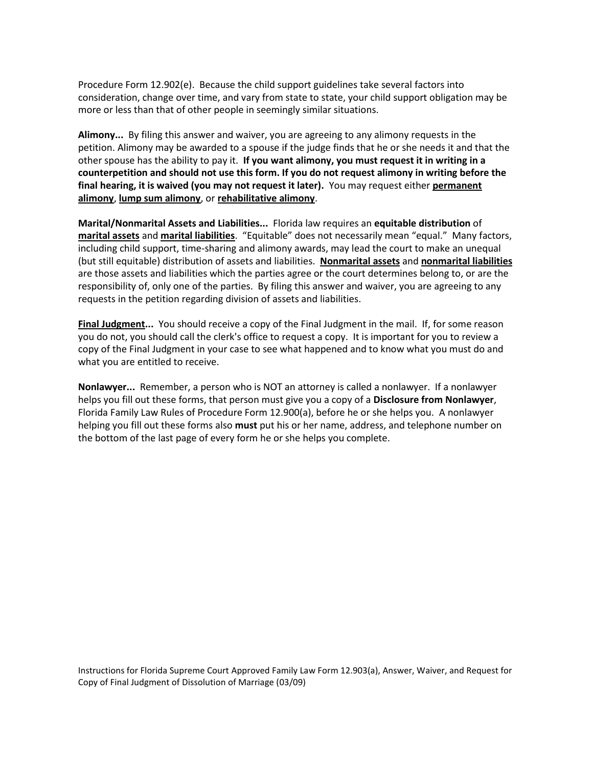Procedure Form 12.902(e). Because the child support guidelines take several factors into consideration, change over time, and vary from state to state, your child support obligation may be more or less than that of other people in seemingly similar situations.

**Alimony...** By filing this answer and waiver, you are agreeing to any alimony requests in the petition. Alimony may be awarded to a spouse if the judge finds that he or she needs it and that the other spouse has the ability to pay it. **If you want alimony, you must request it in writing in a counterpetition and should not use this form. If you do not request alimony in writing before the final hearing, it is waived (you may not request it later).** You may request either **permanent alimony**, **lump sum alimony**, or **rehabilitative alimony**.

**Marital/Nonmarital Assets and Liabilities...** Florida law requires an **equitable distribution** of **marital assets** and **marital liabilities**. "Equitable" does not necessarily mean "equal." Many factors, including child support, time-sharing and alimony awards, may lead the court to make an unequal (but still equitable) distribution of assets and liabilities. **Nonmarital assets** and **nonmarital liabilities** are those assets and liabilities which the parties agree or the court determines belong to, or are the responsibility of, only one of the parties. By filing this answer and waiver, you are agreeing to any requests in the petition regarding division of assets and liabilities.

**Final Judgment...** You should receive a copy of the Final Judgment in the mail. If, for some reason you do not, you should call the clerk's office to request a copy. It is important for you to review a copy of the Final Judgment in your case to see what happened and to know what you must do and what you are entitled to receive.

**Nonlawyer...** Remember, a person who is NOT an attorney is called a nonlawyer. If a nonlawyer helps you fill out these forms, that person must give you a copy of a **Disclosure from Nonlawyer**, Florida Family Law Rules of Procedure Form 12.900(a), before he or she helps you. A nonlawyer helping you fill out these forms also **must** put his or her name, address, and telephone number on the bottom of the last page of every form he or she helps you complete.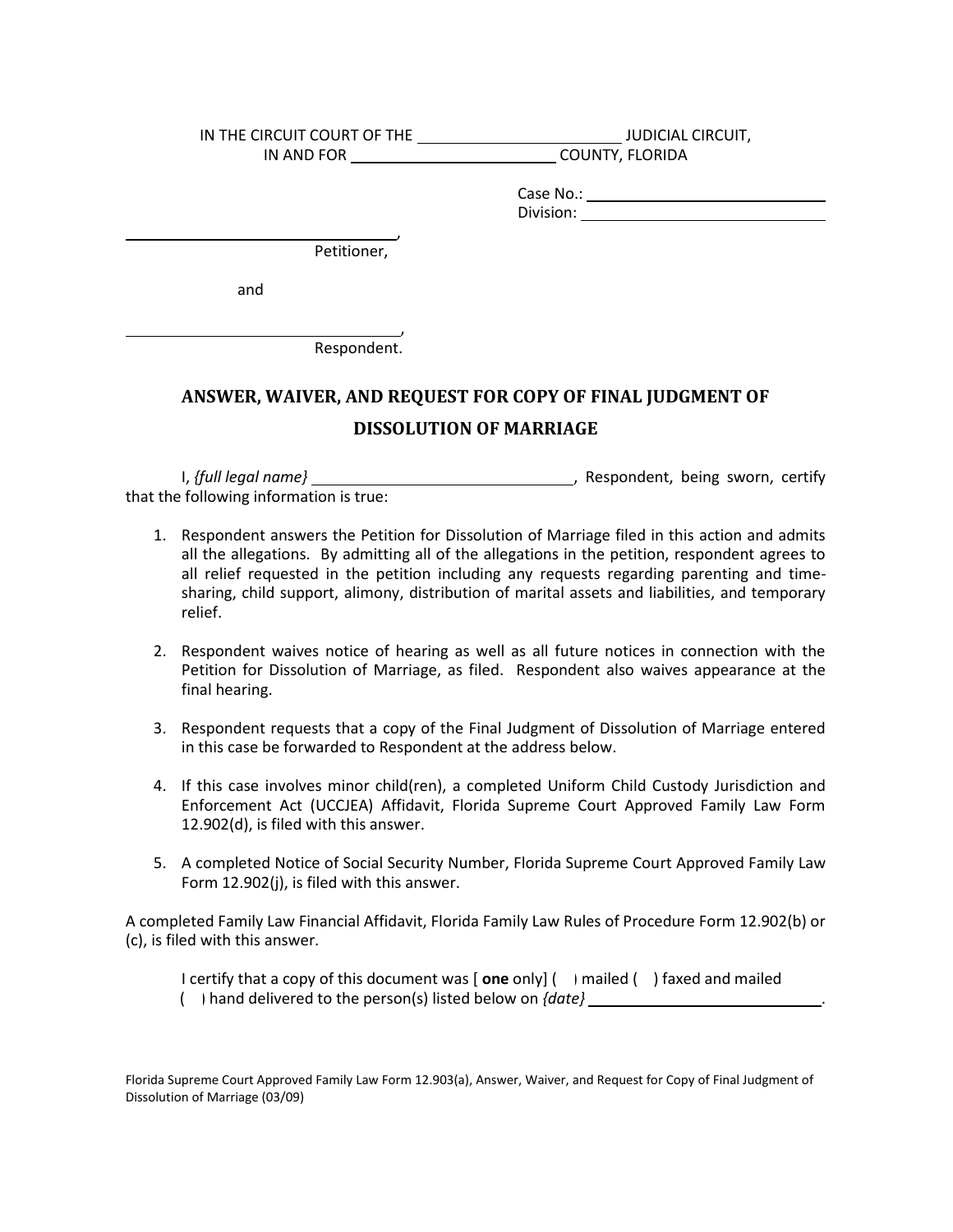IN THE CIRCUIT COURT OF THE ______________________ JUDICIAL CIRCUIT,
IN AND FOR ______________________ COUNTY, FLORIDA

Case No.: ______________________
Division: ______________________

______________________________,
Petitioner,

and

______________________________,
Respondent.

## ANSWER, WAIVER, AND REQUEST FOR COPY OF FINAL JUDGMENT OF DISSOLUTION OF MARRIAGE

I, *{full legal name}* ______________________________, Respondent, being sworn, certify that the following information is true:

1. Respondent answers the Petition for Dissolution of Marriage filed in this action and admits all the allegations. By admitting all of the allegations in the petition, respondent agrees to all relief requested in the petition including any requests regarding parenting and time-sharing, child support, alimony, distribution of marital assets and liabilities, and temporary relief.

2. Respondent waives notice of hearing as well as all future notices in connection with the Petition for Dissolution of Marriage, as filed. Respondent also waives appearance at the final hearing.

3. Respondent requests that a copy of the Final Judgment of Dissolution of Marriage entered in this case be forwarded to Respondent at the address below.

4. If this case involves minor child(ren), a completed Uniform Child Custody Jurisdiction and Enforcement Act (UCCJEA) Affidavit, Florida Supreme Court Approved Family Law Form 12.902(d), is filed with this answer.

5. A completed Notice of Social Security Number, Florida Supreme Court Approved Family Law Form 12.902(j), is filed with this answer.

A completed Family Law Financial Affidavit, Florida Family Law Rules of Procedure Form 12.902(b) or (c), is filed with this answer.

I certify that a copy of this document was [ **one** only] ( ) mailed ( ) faxed and mailed ( ) hand delivered to the person(s) listed below on *{date}* ______________________________.

Florida Supreme Court Approved Family Law Form 12.903(a), Answer, Waiver, and Request for Copy of Final Judgment of Dissolution of Marriage (03/09)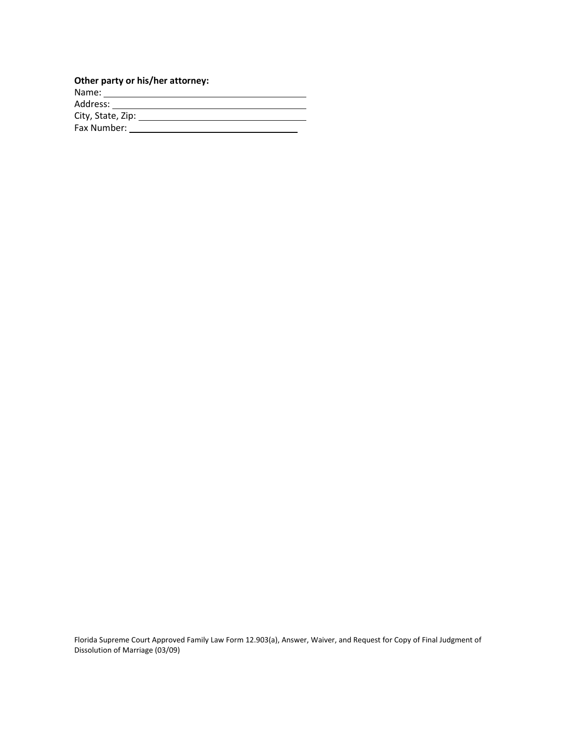**Other party or his/her attorney:**

Name: ______________________________________

Address: ____________________________________

City, State, Zip: _____________________________

Fax Number: _______________________________

Florida Supreme Court Approved Family Law Form 12.903(a), Answer, Waiver, and Request for Copy of Final Judgment of Dissolution of Marriage (03/09)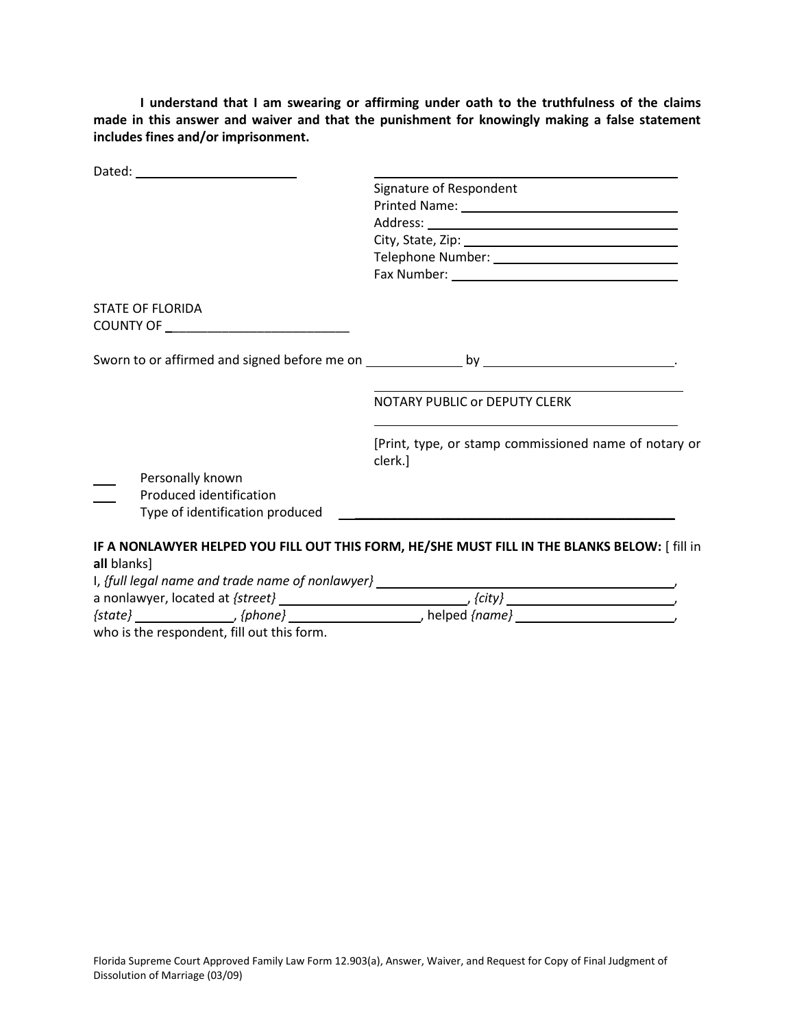**I understand that I am swearing or affirming under oath to the truthfulness of the claims made in this answer and waiver and that the punishment for knowingly making a false statement includes fines and/or imprisonment.**

Dated: ____________________

____________________________________
Signature of Respondent
Printed Name: ____________________
Address: ____________________
City, State, Zip: ____________________
Telephone Number: ____________________
Fax Number: ____________________

STATE OF FLORIDA
COUNTY OF ____________________

Sworn to or affirmed and signed before me on ____________ by ____________________.

____________________________________
NOTARY PUBLIC or DEPUTY CLERK

____________________________________
[Print, type, or stamp commissioned name of notary or clerk.]

___ Personally known
___ Produced identification
Type of identification produced ____________________________________

**IF A NONLAWYER HELPED YOU FILL OUT THIS FORM, HE/SHE MUST FILL IN THE BLANKS BELOW:** [ fill in **all** blanks]
I, *{full legal name and trade name of nonlawyer}* ____________________,
a nonlawyer, located at *{street}* ____________________, *{city}* ____________________,
*{state}* ____________, *{phone}* ____________, helped *{name}* ____________________,
who is the respondent, fill out this form.

Florida Supreme Court Approved Family Law Form 12.903(a), Answer, Waiver, and Request for Copy of Final Judgment of Dissolution of Marriage (03/09)